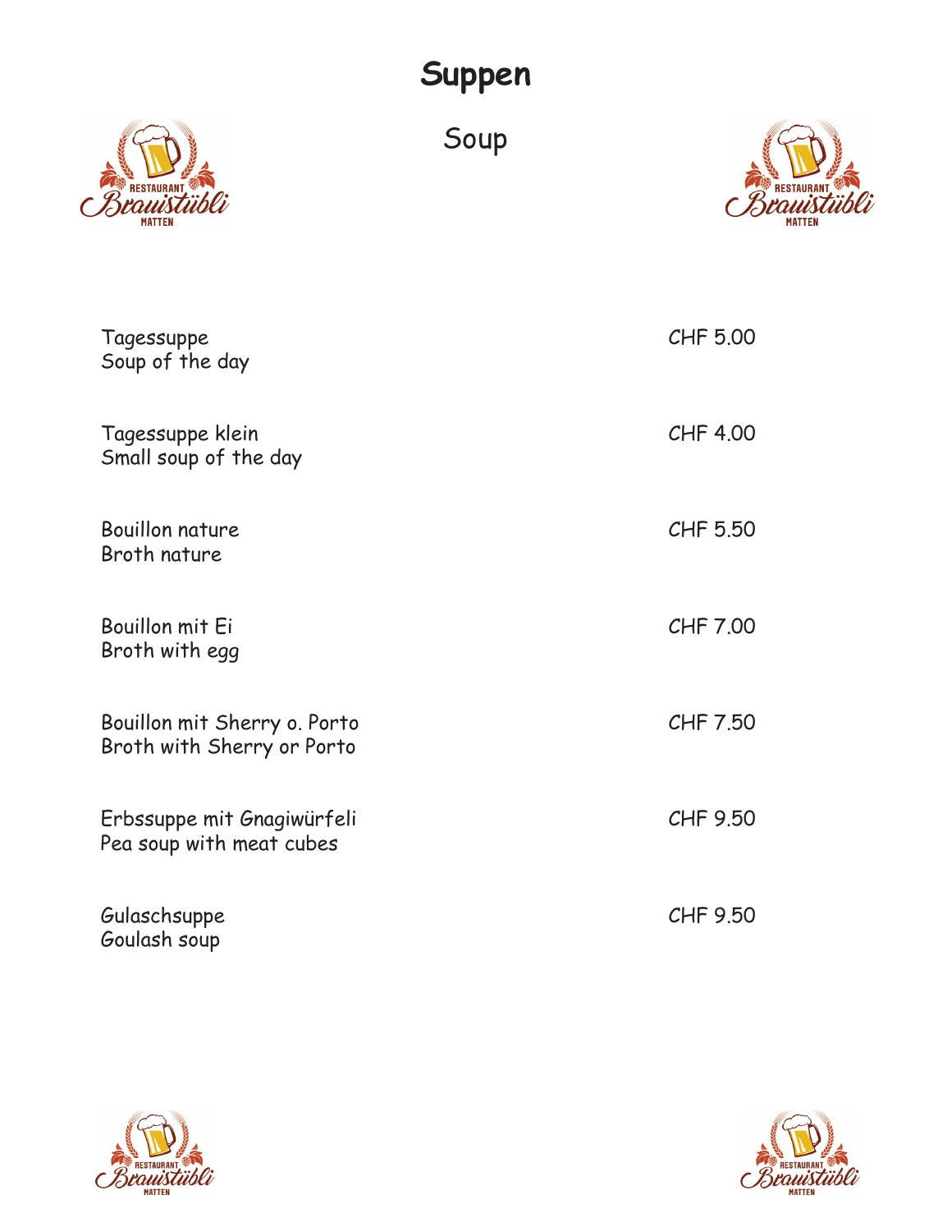# Suppen

## Soup

| | |
|---|---|
| Tagessuppe<br>Soup of the day | CHF 5.00 |
| Tagessuppe klein<br>Small soup of the day | CHF 4.00 |
| Bouillon nature<br>Broth nature | CHF 5.50 |
| Bouillon mit Ei<br>Broth with egg | CHF 7.00 |
| Bouillon mit Sherry o. Porto<br>Broth with Sherry or Porto | CHF 7.50 |
| Erbssuppe mit Gnagiwürfeli<br>Pea soup with meat cubes | CHF 9.50 |
| Gulaschsuppe<br>Goulash soup | CHF 9.50 |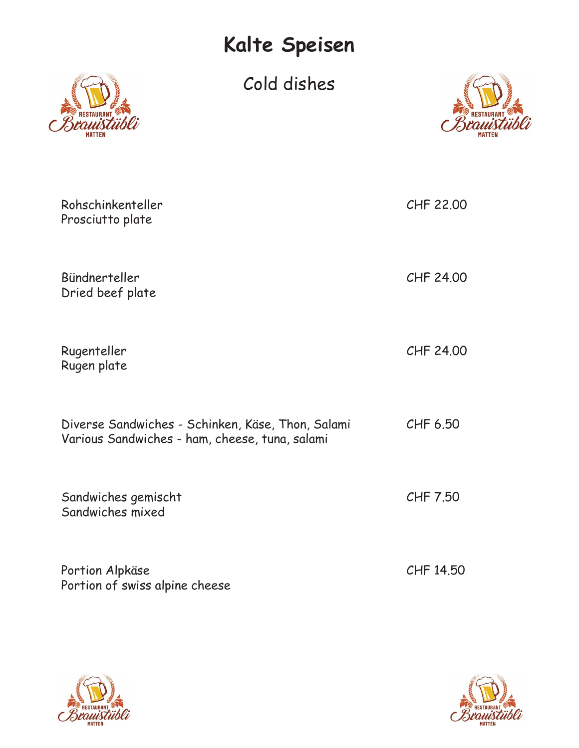# Kalte Speisen

## Cold dishes

| | |
|---|---|
| Rohschinkenteller<br>Prosciutto plate | CHF 22.00 |
| Bündnerteller<br>Dried beef plate | CHF 24.00 |
| Rugenteller<br>Rugen plate | CHF 24.00 |
| Diverse Sandwiches - Schinken, Käse, Thon, Salami<br>Various Sandwiches - ham, cheese, tuna, salami | CHF 6.50 |
| Sandwiches gemischt<br>Sandwiches mixed | CHF 7.50 |
| Portion Alpkäse<br>Portion of swiss alpine cheese | CHF 14.50 |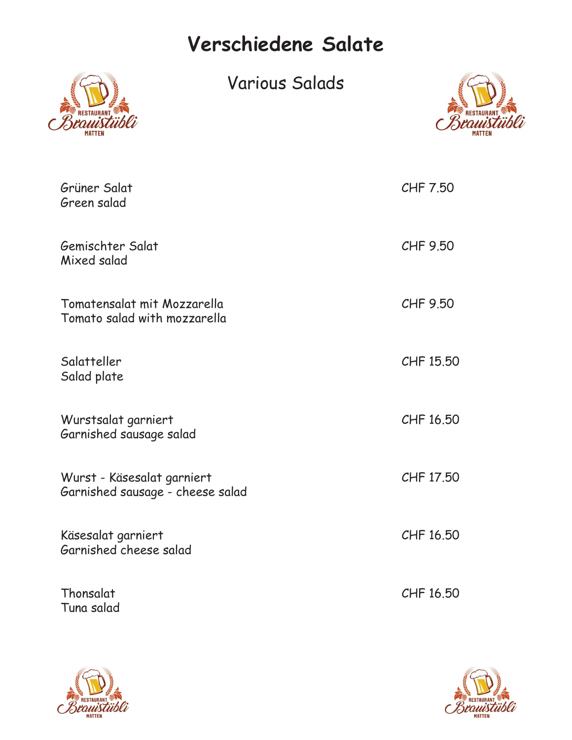# Verschiedene Salate

## Various Salads

| | |
|---|---|
| Grüner Salat<br>Green salad | CHF 7.50 |
| Gemischter Salat<br>Mixed salad | CHF 9.50 |
| Tomatensalat mit Mozzarella<br>Tomato salad with mozzarella | CHF 9.50 |
| Salatteller<br>Salad plate | CHF 15.50 |
| Wurstsalat garniert<br>Garnished sausage salad | CHF 16.50 |
| Wurst - Käsesalat garniert<br>Garnished sausage - cheese salad | CHF 17.50 |
| Käsesalat garniert<br>Garnished cheese salad | CHF 16.50 |
| Thonsalat<br>Tuna salad | CHF 16.50 |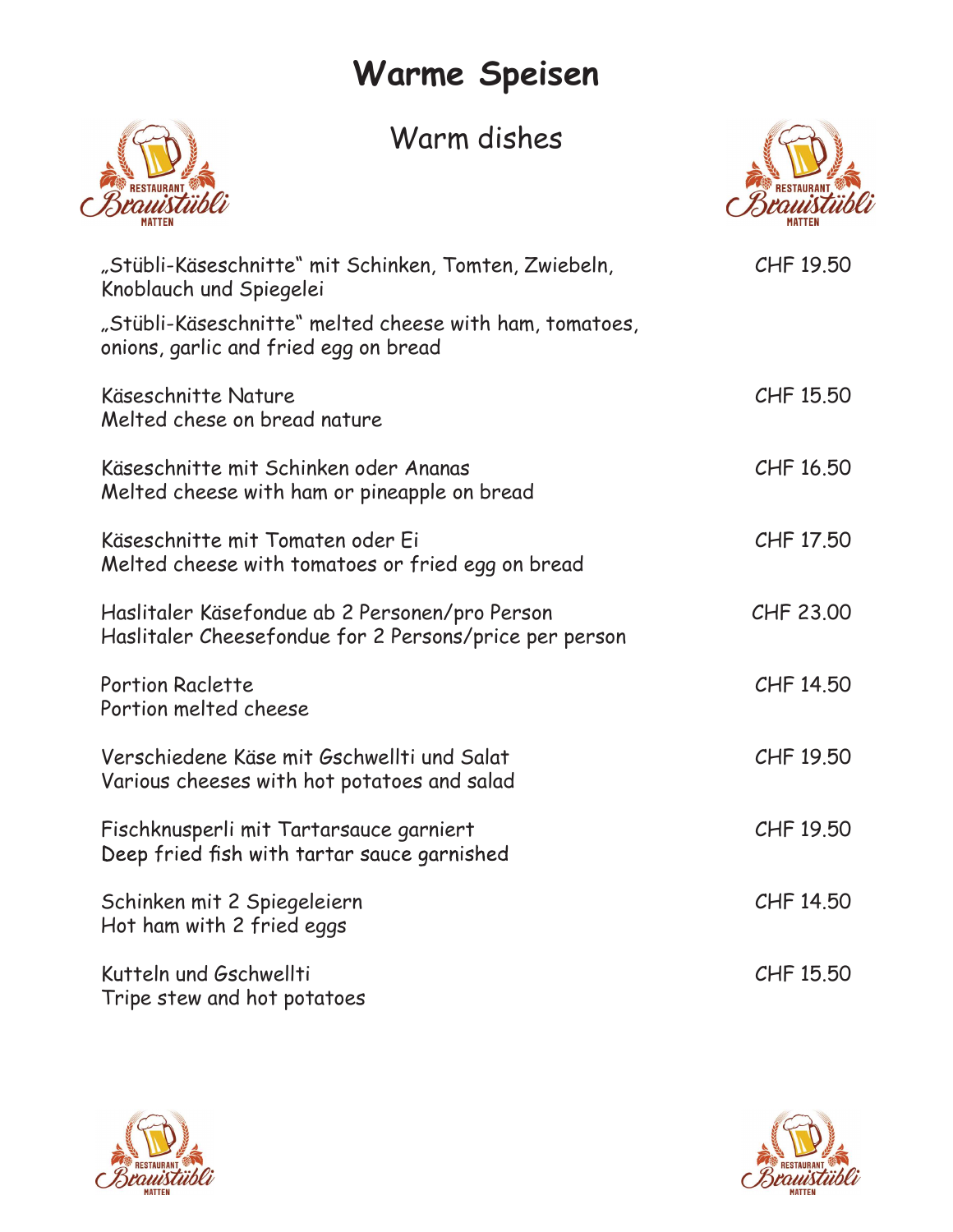# Warme Speisen

## Warm dishes

| | |
|---|---|
| „Stübli-Käseschnitte" mit Schinken, Tomten, Zwiebeln, Knoblauch und Spiegelei<br>„Stübli-Käseschnitte" melted cheese with ham, tomatoes, onions, garlic and fried egg on bread | CHF 19.50 |
| Käseschnitte Nature<br>Melted chese on bread nature | CHF 15.50 |
| Käseschnitte mit Schinken oder Ananas<br>Melted cheese with ham or pineapple on bread | CHF 16.50 |
| Käseschnitte mit Tomaten oder Ei<br>Melted cheese with tomatoes or fried egg on bread | CHF 17.50 |
| Haslitaler Käsefondue ab 2 Personen/pro Person<br>Haslitaler Cheesefondue for 2 Persons/price per person | CHF 23.00 |
| Portion Raclette<br>Portion melted cheese | CHF 14.50 |
| Verschiedene Käse mit Gschwellti und Salat<br>Various cheeses with hot potatoes and salad | CHF 19.50 |
| Fischknusperli mit Tartarsauce garniert<br>Deep fried fish with tartar sauce garnished | CHF 19.50 |
| Schinken mit 2 Spiegeleiern<br>Hot ham with 2 fried eggs | CHF 14.50 |
| Kutteln und Gschwellti<br>Tripe stew and hot potatoes | CHF 15.50 |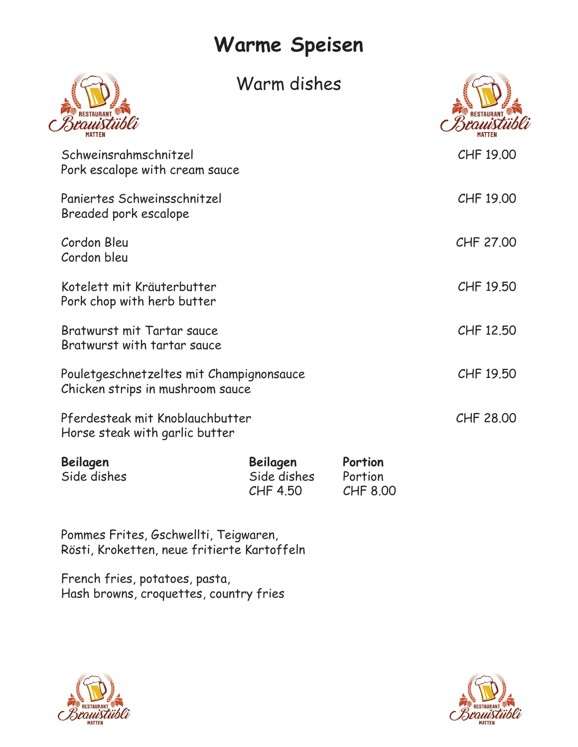# Warme Speisen

## Warm dishes

| | |
|---|---|
| Schweinsrahmschnitzel<br>Pork escalope with cream sauce | CHF 19.00 |
| Paniertes Schweinsschnitzel<br>Breaded pork escalope | CHF 19.00 |
| Cordon Bleu<br>Cordon bleu | CHF 27.00 |
| Kotelett mit Kräuterbutter<br>Pork chop with herb butter | CHF 19.50 |
| Bratwurst mit Tartar sauce<br>Bratwurst with tartar sauce | CHF 12.50 |
| Pouletgeschnetzeltes mit Champignonsauce<br>Chicken strips in mushroom sauce | CHF 19.50 |
| Pferdesteak mit Knoblauchbutter<br>Horse steak with garlic butter | CHF 28.00 |

| **Beilagen**<br>Side dishes | **Beilagen**<br>Side dishes | **Portion**<br>Portion |
|---|---|---|
| | CHF 4.50 | CHF 8.00 |

Pommes Frites, Gschwellti, Teigwaren,
Rösti, Kroketten, neue fritierte Kartoffeln

French fries, potatoes, pasta,
Hash browns, croquettes, country fries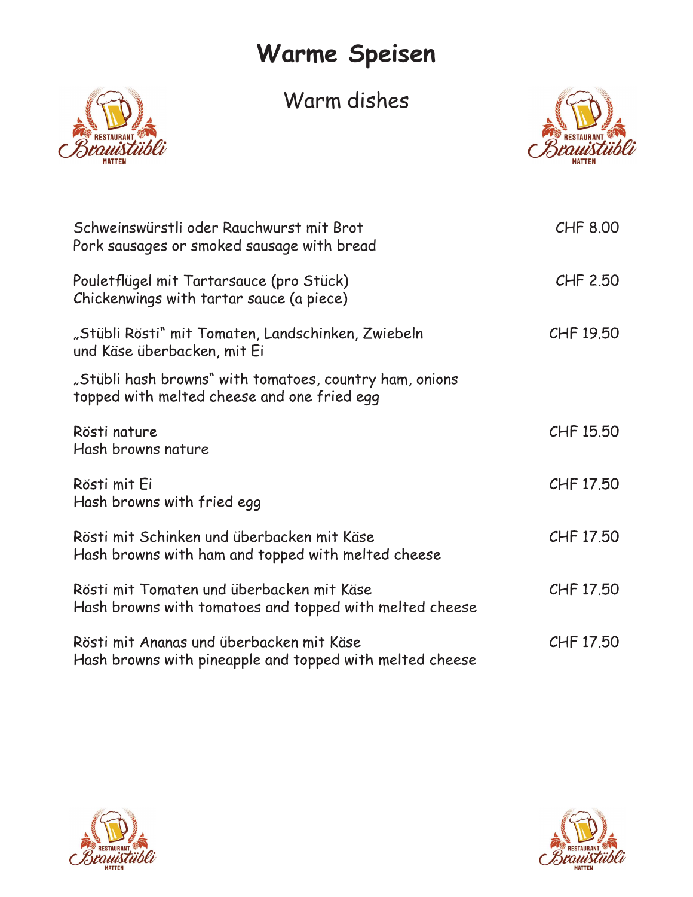# Warme Speisen

## Warm dishes

| | |
|---|---|
| Schweinswürstli oder Rauchwurst mit Brot<br>Pork sausages or smoked sausage with bread | CHF 8.00 |
| Pouletflügel mit Tartarsauce (pro Stück)<br>Chickenwings with tartar sauce (a piece) | CHF 2.50 |
| „Stübli Rösti" mit Tomaten, Landschinken, Zwiebeln und Käse überbacken, mit Ei<br>„Stübli hash browns" with tomatoes, country ham, onions topped with melted cheese and one fried egg | CHF 19.50 |
| Rösti nature<br>Hash browns nature | CHF 15.50 |
| Rösti mit Ei<br>Hash browns with fried egg | CHF 17.50 |
| Rösti mit Schinken und überbacken mit Käse<br>Hash browns with ham and topped with melted cheese | CHF 17.50 |
| Rösti mit Tomaten und überbacken mit Käse<br>Hash browns with tomatoes and topped with melted cheese | CHF 17.50 |
| Rösti mit Ananas und überbacken mit Käse<br>Hash browns with pineapple and topped with melted cheese | CHF 17.50 |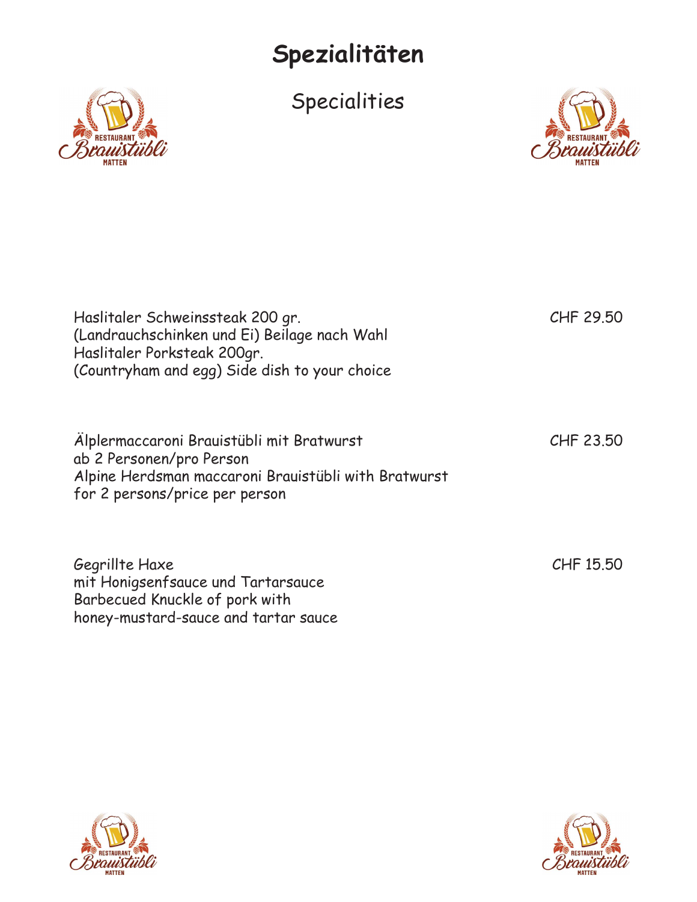# Spezialitäten

## Specialities

Haslitaler Schweinssteak 200 gr.
(Landrauchschinken und Ei) Beilage nach Wahl
Haslitaler Porksteak 200gr.
(Countryham and egg) Side dish to your choice — CHF 29.50

Älplermaccaroni Brauistübli mit Bratwurst
ab 2 Personen/pro Person
Alpine Herdsman maccaroni Brauistübli with Bratwurst
for 2 persons/price per person — CHF 23.50

Gegrillte Haxe
mit Honigsenfsauce und Tartarsauce
Barbecued Knuckle of pork with
honey-mustard-sauce and tartar sauce — CHF 15.50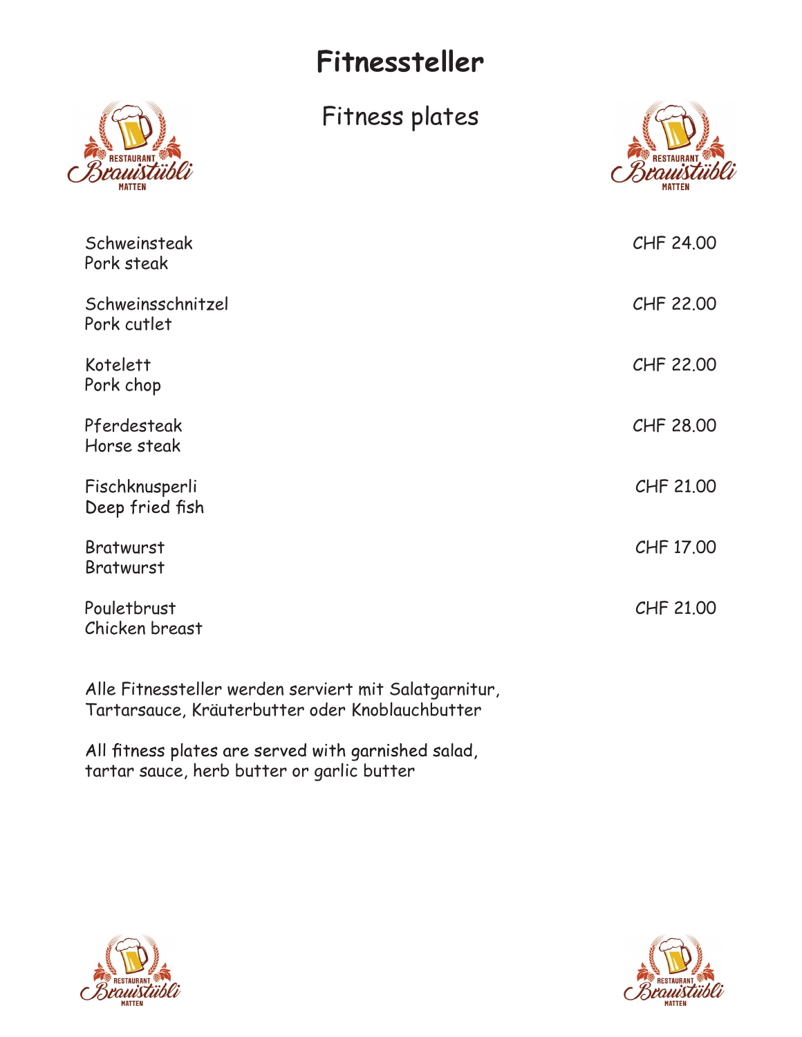# Fitnessteller

## Fitness plates

| | |
|---|---|
| Schweinsteak<br>Pork steak | CHF 24.00 |
| Schweinsschnitzel<br>Pork cutlet | CHF 22.00 |
| Kotelett<br>Pork chop | CHF 22.00 |
| Pferdesteak<br>Horse steak | CHF 28.00 |
| Fischknusperli<br>Deep fried fish | CHF 21.00 |
| Bratwurst<br>Bratwurst | CHF 17.00 |
| Pouletbrust<br>Chicken breast | CHF 21.00 |

Alle Fitnessteller werden serviert mit Salatgarnitur,
Tartarsauce, Kräuterbutter oder Knoblauchbutter

All fitness plates are served with garnished salad,
tartar sauce, herb butter or garlic butter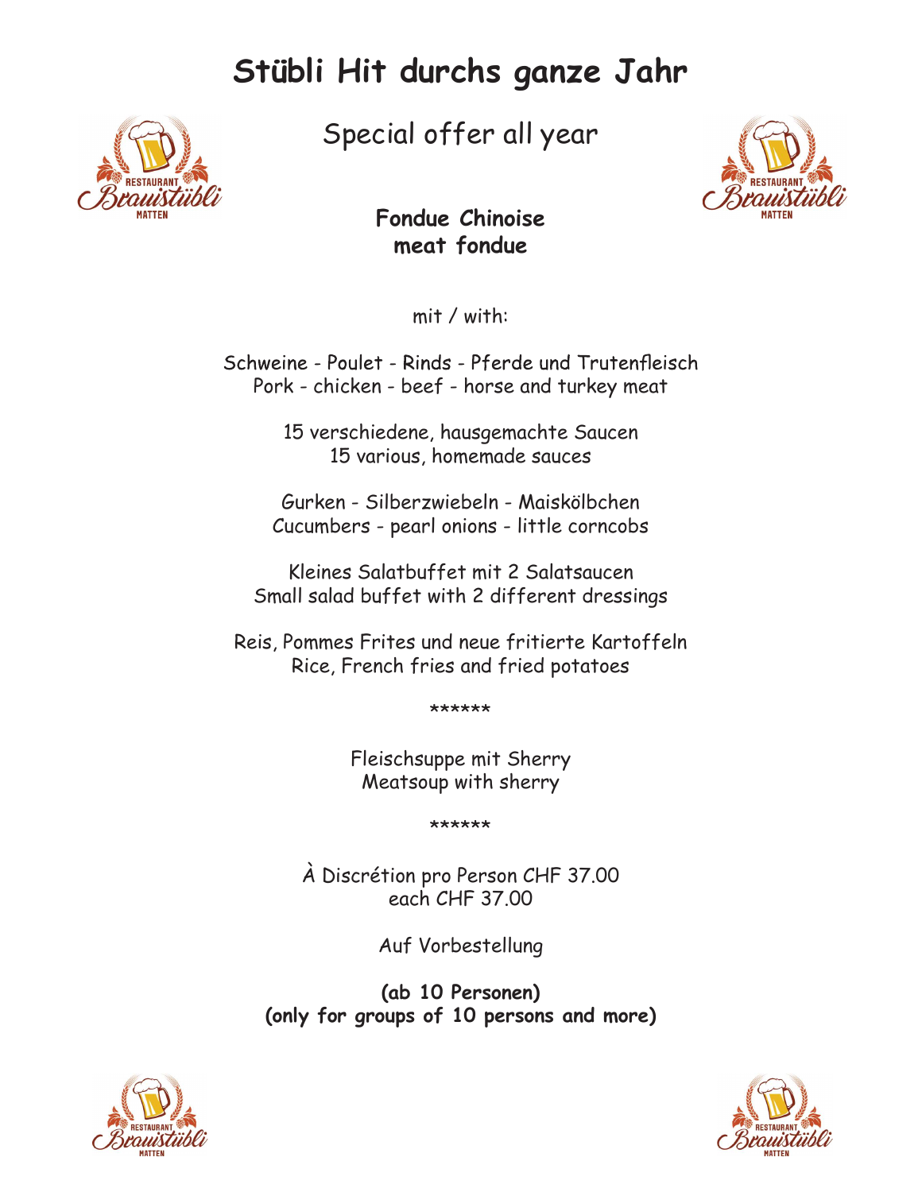# Stübli Hit durchs ganze Jahr

Special offer all year

**Fondue Chinoise**
**meat fondue**

mit / with:

Schweine - Poulet - Rinds - Pferde und Trutenfleisch
Pork - chicken - beef - horse and turkey meat

15 verschiedene, hausgemachte Saucen
15 various, homemade sauces

Gurken - Silberzwiebeln - Maiskölbchen
Cucumbers - pearl onions - little corncobs

Kleines Salatbuffet mit 2 Salatsaucen
Small salad buffet with 2 different dressings

Reis, Pommes Frites und neue fritierte Kartoffeln
Rice, French fries and fried potatoes

******

Fleischsuppe mit Sherry
Meatsoup with sherry

******

À Discrétion pro Person CHF 37.00
each CHF 37.00

Auf Vorbestellung

**(ab 10 Personen)**
**(only for groups of 10 persons and more)**